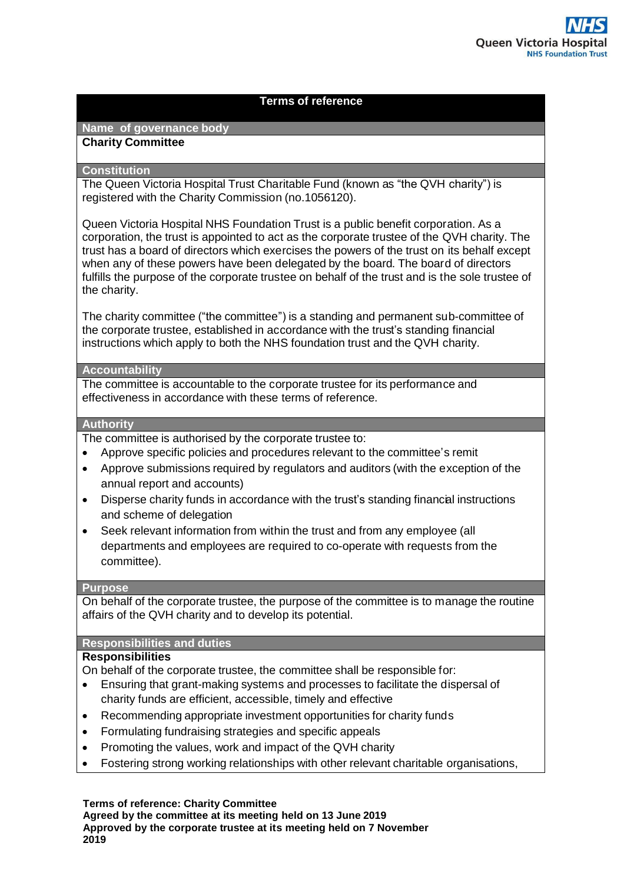# Terms of reference

## Name of governance body

**Charity Committee**

## Constitution

The Queen Victoria Hospital Trust Charitable Fund (known as "the QVH charity") is registered with the Charity Commission (no.1056120).

Queen Victoria Hospital NHS Foundation Trust is a public benefit corporation. As a corporation, the trust is appointed to act as the corporate trustee of the QVH charity. The trust has a board of directors which exercises the powers of the trust on its behalf except when any of these powers have been delegated by the board. The board of directors fulfills the purpose of the corporate trustee on behalf of the trust and is the sole trustee of the charity.

The charity committee ("the committee") is a standing and permanent sub-committee of the corporate trustee, established in accordance with the trust's standing financial instructions which apply to both the NHS foundation trust and the QVH charity.

## Accountability

The committee is accountable to the corporate trustee for its performance and effectiveness in accordance with these terms of reference.

## Authority

The committee is authorised by the corporate trustee to:

- Approve specific policies and procedures relevant to the committee's remit
- Approve submissions required by regulators and auditors (with the exception of the annual report and accounts)
- Disperse charity funds in accordance with the trust's standing financial instructions and scheme of delegation
- Seek relevant information from within the trust and from any employee (all departments and employees are required to co-operate with requests from the committee).

## Purpose

On behalf of the corporate trustee, the purpose of the committee is to manage the routine affairs of the QVH charity and to develop its potential.

## Responsibilities and duties

**Responsibilities**

On behalf of the corporate trustee, the committee shall be responsible for:

- Ensuring that grant-making systems and processes to facilitate the dispersal of charity funds are efficient, accessible, timely and effective
- Recommending appropriate investment opportunities for charity funds
- Formulating fundraising strategies and specific appeals
- Promoting the values, work and impact of the QVH charity
- Fostering strong working relationships with other relevant charitable organisations,

**Terms of reference: Charity Committee**
**Agreed by the committee at its meeting held on 13 June 2019**
**Approved by the corporate trustee at its meeting held on 7 November 2019**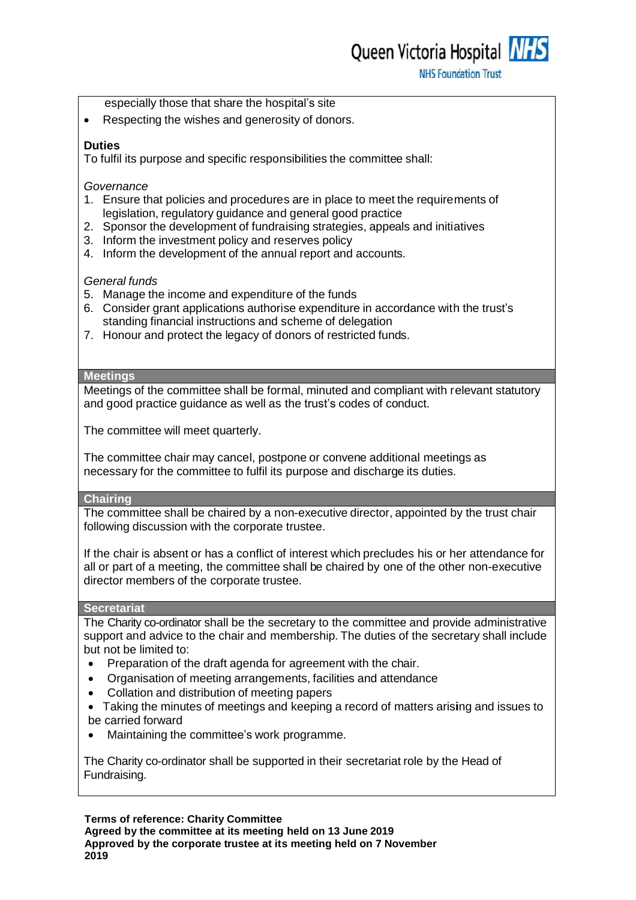especially those that share the hospital's site

- Respecting the wishes and generosity of donors.

**Duties**

To fulfil its purpose and specific responsibilities the committee shall:

*Governance*

1. Ensure that policies and procedures are in place to meet the requirements of legislation, regulatory guidance and general good practice
2. Sponsor the development of fundraising strategies, appeals and initiatives
3. Inform the investment policy and reserves policy
4. Inform the development of the annual report and accounts.

*General funds*

5. Manage the income and expenditure of the funds
6. Consider grant applications authorise expenditure in accordance with the trust's standing financial instructions and scheme of delegation
7. Honour and protect the legacy of donors of restricted funds.

## Meetings

Meetings of the committee shall be formal, minuted and compliant with relevant statutory and good practice guidance as well as the trust's codes of conduct.

The committee will meet quarterly.

The committee chair may cancel, postpone or convene additional meetings as necessary for the committee to fulfil its purpose and discharge its duties.

## Chairing

The committee shall be chaired by a non-executive director, appointed by the trust chair following discussion with the corporate trustee.

If the chair is absent or has a conflict of interest which precludes his or her attendance for all or part of a meeting, the committee shall be chaired by one of the other non-executive director members of the corporate trustee.

## Secretariat

The Charity co-ordinator shall be the secretary to the committee and provide administrative support and advice to the chair and membership. The duties of the secretary shall include but not be limited to:

- Preparation of the draft agenda for agreement with the chair.
- Organisation of meeting arrangements, facilities and attendance
- Collation and distribution of meeting papers
- Taking the minutes of meetings and keeping a record of matters arising and issues to be carried forward
- Maintaining the committee's work programme.

The Charity co-ordinator shall be supported in their secretariat role by the Head of Fundraising.

**Terms of reference: Charity Committee**
**Agreed by the committee at its meeting held on 13 June 2019**
**Approved by the corporate trustee at its meeting held on 7 November 2019**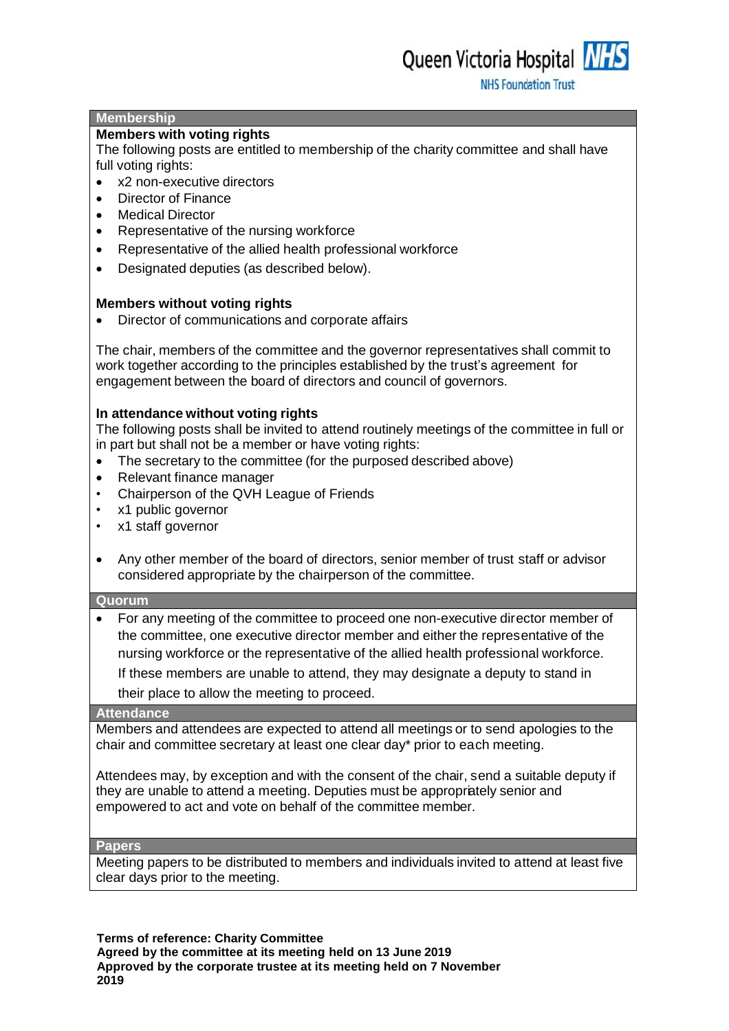## Membership

**Members with voting rights**

The following posts are entitled to membership of the charity committee and shall have full voting rights:

- x2 non-executive directors
- Director of Finance
- Medical Director
- Representative of the nursing workforce
- Representative of the allied health professional workforce
- Designated deputies (as described below).

**Members without voting rights**

- Director of communications and corporate affairs

The chair, members of the committee and the governor representatives shall commit to work together according to the principles established by the trust's agreement for engagement between the board of directors and council of governors.

**In attendance without voting rights**

The following posts shall be invited to attend routinely meetings of the committee in full or in part but shall not be a member or have voting rights:

- The secretary to the committee (for the purposed described above)
- Relevant finance manager
- Chairperson of the QVH League of Friends
- x1 public governor
- x1 staff governor
- Any other member of the board of directors, senior member of trust staff or advisor considered appropriate by the chairperson of the committee.

## Quorum

- For any meeting of the committee to proceed one non-executive director member of the committee, one executive director member and either the representative of the nursing workforce or the representative of the allied health professional workforce. If these members are unable to attend, they may designate a deputy to stand in their place to allow the meeting to proceed.

## Attendance

Members and attendees are expected to attend all meetings or to send apologies to the chair and committee secretary at least one clear day* prior to each meeting.

Attendees may, by exception and with the consent of the chair, send a suitable deputy if they are unable to attend a meeting. Deputies must be appropriately senior and empowered to act and vote on behalf of the committee member.

## Papers

Meeting papers to be distributed to members and individuals invited to attend at least five clear days prior to the meeting.

**Terms of reference: Charity Committee**
**Agreed by the committee at its meeting held on 13 June 2019**
**Approved by the corporate trustee at its meeting held on 7 November 2019**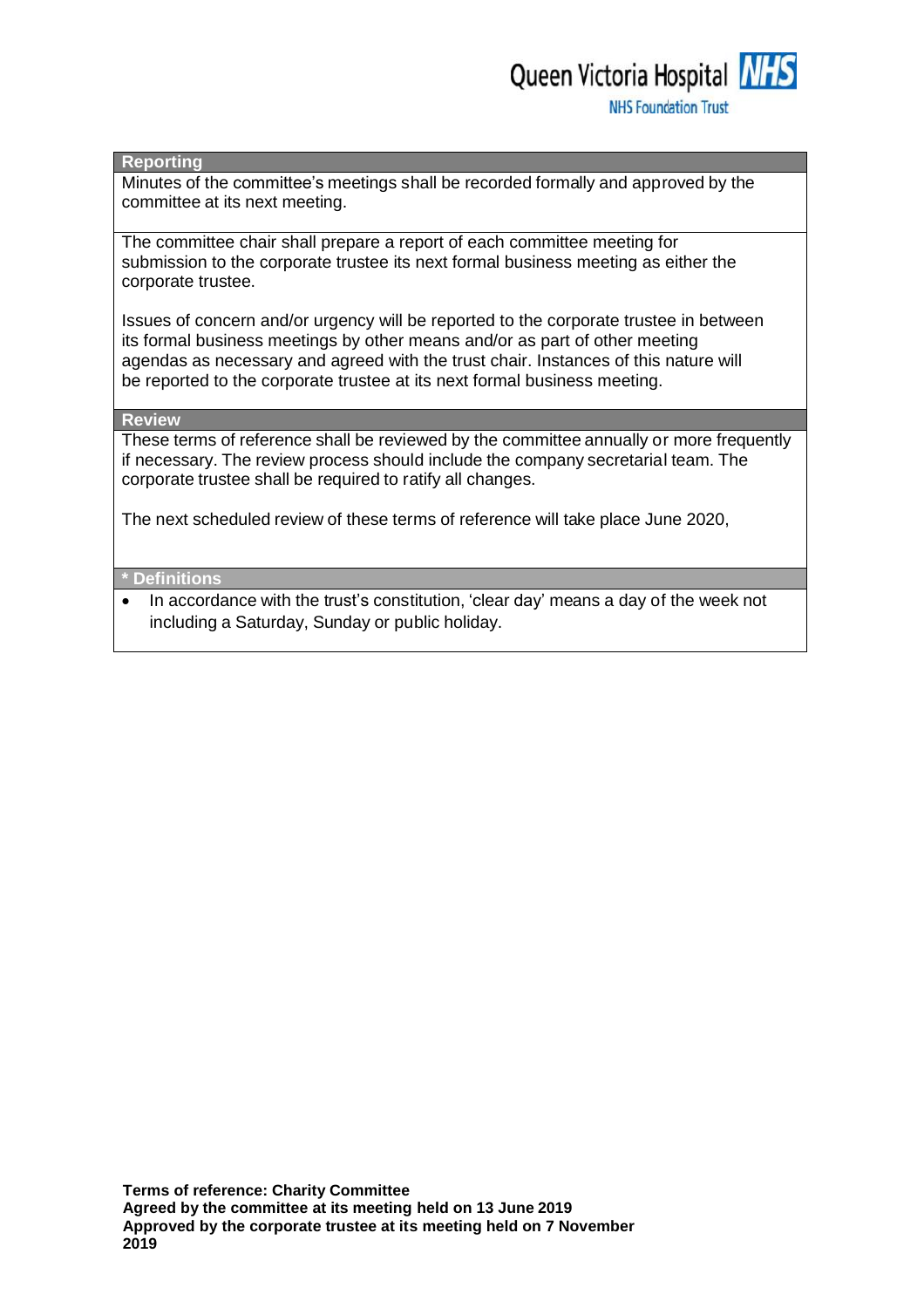## Reporting

Minutes of the committee's meetings shall be recorded formally and approved by the committee at its next meeting.

The committee chair shall prepare a report of each committee meeting for submission to the corporate trustee its next formal business meeting as either the corporate trustee.

Issues of concern and/or urgency will be reported to the corporate trustee in between its formal business meetings by other means and/or as part of other meeting agendas as necessary and agreed with the trust chair. Instances of this nature will be reported to the corporate trustee at its next formal business meeting.

## Review

These terms of reference shall be reviewed by the committee annually or more frequently if necessary. The review process should include the company secretarial team. The corporate trustee shall be required to ratify all changes.

The next scheduled review of these terms of reference will take place June 2020,

## * Definitions

- In accordance with the trust's constitution, 'clear day' means a day of the week not including a Saturday, Sunday or public holiday.

**Terms of reference: Charity Committee**
**Agreed by the committee at its meeting held on 13 June 2019**
**Approved by the corporate trustee at its meeting held on 7 November 2019**